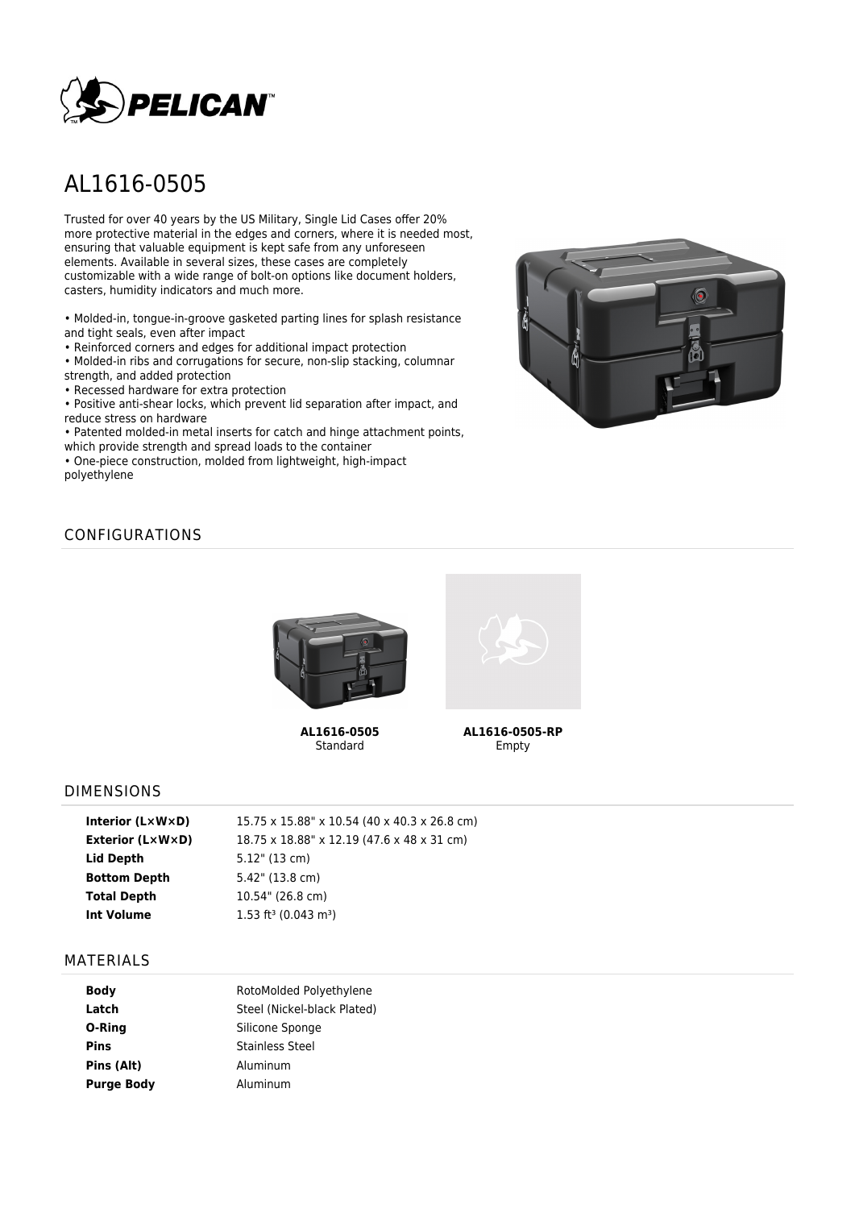# AL1616-0505

Trusted for over 40 years by the US Military, Single Lid Cases offer 20% more protective material in the edges and corners, where it is needed most, ensuring that valuable equipment is kept safe from any unforeseen elements. Available in several sizes, these cases are completely customizable with a wide range of bolt-on options like document holders, casters, humidity indicators and much more.

- Molded-in, tongue-in-groove gasketed parting lines for splash resistance and tight seals, even after impact
- Reinforced corners and edges for additional impact protection
- Molded-in ribs and corrugations for secure, non-slip stacking, columnar strength, and added protection
- Recessed hardware for extra protection
- Positive anti-shear locks, which prevent lid separation after impact, and reduce stress on hardware
- Patented molded-in metal inserts for catch and hinge attachment points, which provide strength and spread loads to the container
- One-piece construction, molded from lightweight, high-impact polyethylene

## CONFIGURATIONS

**AL1616-0505**
Standard

**AL1616-0505-RP**
Empty

## DIMENSIONS

| | |
|---|---|
| **Interior (L×W×D)** | 15.75 x 15.88" x 10.54 (40 x 40.3 x 26.8 cm) |
| **Exterior (L×W×D)** | 18.75 x 18.88" x 12.19 (47.6 x 48 x 31 cm) |
| **Lid Depth** | 5.12" (13 cm) |
| **Bottom Depth** | 5.42" (13.8 cm) |
| **Total Depth** | 10.54" (26.8 cm) |
| **Int Volume** | 1.53 ft³ (0.043 m³) |

## MATERIALS

| | |
|---|---|
| **Body** | RotoMolded Polyethylene |
| **Latch** | Steel (Nickel-black Plated) |
| **O-Ring** | Silicone Sponge |
| **Pins** | Stainless Steel |
| **Pins (Alt)** | Aluminum |
| **Purge Body** | Aluminum |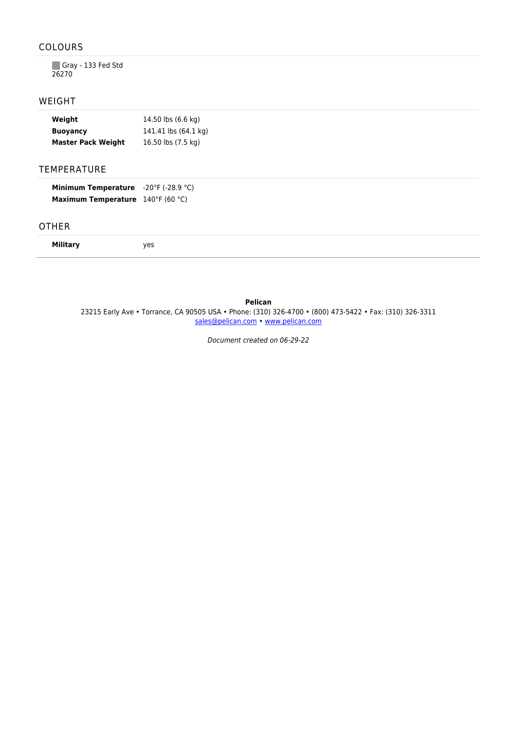## COLOURS

Gray - 133 Fed Std 26270

## WEIGHT

| | |
|---|---|
| **Weight** | 14.50 lbs (6.6 kg) |
| **Buoyancy** | 141.41 lbs (64.1 kg) |
| **Master Pack Weight** | 16.50 lbs (7.5 kg) |

## TEMPERATURE

| | |
|---|---|
| **Minimum Temperature** | -20°F (-28.9 °C) |
| **Maximum Temperature** | 140°F (60 °C) |

## OTHER

| | |
|---|---|
| **Military** | yes |

**Pelican**
23215 Early Ave • Torrance, CA 90505 USA • Phone: (310) 326-4700 • (800) 473-5422 • Fax: (310) 326-3311
sales@pelican.com • www.pelican.com

*Document created on 06-29-22*